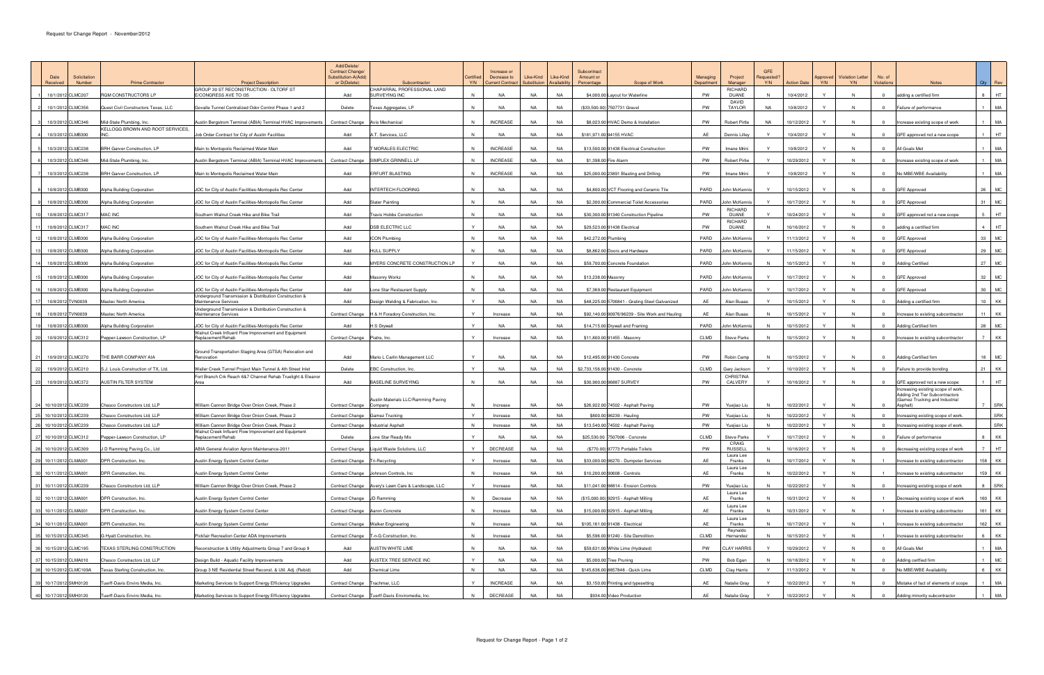Request for Change Report - November/2012

| | Date Received | Solicitation Number | Prime Contractor | Project Description | Add/Delete/ Contract Change/ Substitution-A(Add) or D(Delete) | Subcontractor | Certified Y/N | Increase or Decrease to Current Contract | Like-Kind Substitution | Like-Kind Availability | Subcontract Amount or Percentage | Scope of Work | Managing Department | Project Manager | GFE Requested? Y/N | Action Date | Approved Y/N | Violation Letter Y/N | No. of Violations | Notes | Qty | Rev |
|---|---|---|---|---|---|---|---|---|---|---|---|---|---|---|---|---|---|---|---|---|---|---|
| 1 | 10/1/2012 | CLMC207 | RGM CONSTRUCTORS LP | GROUP 30 ST RECONSTRUCTION - OLTORF ST E/CONGRESS AVE TO I35 | Add | CHAPARRAL PROFESSIONAL LAND SURVEYING INC | N | NA | NA | NA | $4,000.00 | Layout for Waterline | PW | RICHARD DUANE | N | 10/4/2012 | Y | N | 0 | adding a certified firm | 8 | HT |
| 2 | 10/1/2012 | CLMC356 | Quest Civil Constructors Texas, LLC | Govalle Tunnel Centralized Odor Control Phase 1 and 2 | Delete | Texas Aggregates, LP | N | NA | NA | NA | ($33,500.00) | 7507731 Gravel | PW | DAVID TAYLOR | NA | 10/8/2012 | Y | N | 0 | Failure of performance | 1 | MA |
| 3 | 10/3/2012 | CLMC346 | Mid-State Plumbing, Inc. | Austin Bergstrom Terminal (ABIA) Terminal HVAC Improvements | Contract Change | Avis Mechanical | N | INCREASE | NA | NA | $8,023.00 | HVAC Demo & Installation | PW | Robert Pirtle | NA | 10/12/2012 | Y | N | 0 | Increase existing scope of work | 1 | MA |
| 4 | 10/3/2012 | CLMB300 | KELLOGG BROWN AND ROOT SERVICES, INC. | Job Order Contract for City of Austin Facilities | Add | A.T. Services, LLC | N | NA | NA | NA | $181,971.00 | 94155 HVAC | AE | Dennis Lilley | Y | 10/4/2012 | Y | N | 0 | GFE approved not a new scope | 1 | HT |
| 5 | 10/3/2012 | CLMC238 | BRH Garver Construction, LP | Main to Montopolis Reclaimed Water Main | Add | T MORALES ELECTRIC | N | INCREASE | NA | NA | $13,500.00 | 91438 Electrical Construction | PW | Imane Mrini | Y | 10/8/2012 | Y | N | 0 | All Goals Met | 1 | MA |
| 6 | 10/3/2012 | CLMC346 | Mid-State Plumbing, Inc. | Austin Bergstrom Terminal (ABIA) Terminal HVAC Improvements | Contract Change | SIMPLEX GRINNELL LP | N | INCREASE | NA | NA | $1,398.00 | Fire Alarm | PW | Robert Pirtle | Y | 10/29/2012 | Y | N | 0 | Increase existing scope of work | 1 | MA |
| 7 | 10/3/2012 | CLMC238 | BRH Garver Construction, LP | Main to Montopolis Reclaimed Water Main | Add | ERFURT BLASTING | N | INCREASE | NA | NA | $25,000.00 | 23891 Blasting and Drilling | PW | Imane Mrini | Y | 10/8/2012 | Y | N | 0 | No MBE/WBE Availability | 1 | MA |
| 8 | 10/8/2012 | CLMB300 | Alpha Building Corporation | JOC for City of Austin Facilities-Montopolis Rec Center | Add | INTERTECH FLOORING | N | NA | NA | NA | $4,800.00 | VCT Flooring and Ceramic Tile | PARD | John McKennis | Y | 10/15/2012 | Y | N | 0 | GFE Approved | 26 | MC |
| 9 | 10/8/2012 | CLMB300 | Alpha Building Corporation | JOC for City of Austin Facilities-Montopolis Rec Center | Add | Slater Painting | N | NA | NA | NA | $2,300.00 | Commercial Toilet Accessories | PARD | John McKennis | Y | 10/17/2012 | Y | N | 0 | GFE Approved | 31 | MC |
| 10 | 10/8/2012 | CLMC317 | MAC INC | Southern Walnut Creek Hike and Bike Trail | Add | Travis Hobbs Construction | N | NA | NA | NA | $30,300.00 | 91340 Construction Pipeline | PW | RICHARD DUANE | Y | 10/24/2012 | Y | N | 0 | GFE approved not a new scope | 5 | HT |
| 11 | 10/8/2012 | CLMC317 | MAC INC | Southern Walnut Creek Hike and Bike Trail | Add | DSB ELECTRIC LLC | Y | NA | NA | NA | $29,523.00 | 91438 Electrical | PW | RICHARD DUANE | N | 10/16/2012 | Y | N | 0 | adding a certified firm | 4 | HT |
| 12 | 10/8/2012 | CLMB300 | Alpha Building Corporation | JOC for City of Austin Facilities-Montopolis Rec Center | Add | ICON Plumbing | N | NA | NA | NA | $42,272.00 | Plumbing | PARD | John McKennis | Y | 11/13/2012 | Y | N | 0 | GFE Approved | 33 | MC |
| 13 | 10/8/2012 | CLMB300 | Alpha Building Corporation | JOC for City of Austin Facilities-Montopolis Rec Center | Add | HULL SUPPLY | N | NA | NA | NA | $8,862.00 | Doors and Hardware | PARD | John McKennis | Y | 11/15/2012 | Y | N | 0 | GFE Approved | 29 | MC |
| 14 | 10/8/2012 | CLMB300 | Alpha Building Corporation | JOC for City of Austin Facilities-Montopolis Rec Center | Add | MYERS CONCRETE CONSTRUCTION LP | Y | NA | NA | NA | $59,700.00 | Concrete Foundation | PARD | John McKennis | N | 10/15/2012 | Y | N | 0 | Adding Certified | 27 | MC |
| 15 | 10/8/2012 | CLMB300 | Alpha Building Corporation | JOC for City of Austin Facilities-Montopolis Rec Center | Add | Masonry Workz | N | NA | NA | NA | $13,238.00 | Masonry | PARD | John McKennis | Y | 10/17/2012 | Y | N | 0 | GFE Approved | 32 | MC |
| 16 | 10/8/2012 | CLMB300 | Alpha Building Corporation | JOC for City of Austin Facilities-Montopolis Rec Center | Add | Lone Star Restaurant Supply | N | NA | NA | NA | $7,369.00 | Restaurant Equipment | PARD | John McKennis | Y | 10/17/2012 | Y | N | 0 | GFE Approved | 30 | MC |
| 17 | 10/8/2012 | TVN0039 | Mastec North America | Underground Transmission & Distribution Construction & Maintenance Services | Add | Design Welding & Fabrication, Inc. | Y | NA | NA | NA | $48,225.00 | 5706841 - Grating Steel Galvanized | AE | Alan Buass | Y | 10/15/2012 | Y | N | 0 | Adding a certified firm | 10 | KK |
| 18 | 10/8/2012 | TVN0039 | Mastec North America | Underground Transmission & Distribution Construction & Maintenance Services | Contract Change | H & H Foradory Construction, Inc. | Y | Increase | NA | NA | $92,140.00 | 90976/96239 - Site Work and Hauling | AE | Alan Buass | N | 10/15/2012 | Y | N | 0 | Increase to existing subcontractor | 11 | KK |
| 19 | 10/8/2012 | CLMB300 | Alpha Building Corporation | JOC for City of Austin Facilities-Montopolis Rec Center | Add | H S Drywall | Y | NA | NA | NA | $14,715.00 | Drywall and Framing | PARD | John McKennis | N | 10/15/2012 | Y | N | 0 | Adding Certified firm | 28 | MC |
| 20 | 10/9/2012 | CLMC312 | Pepper-Lawson Construction, LP | Walnut Creek Influent Flow Improvement and Equipment Replacement/Rehab | Contract Change | Piatra, Inc. | Y | Increase | NA | NA | $11,800.00 | 91455 - Masonry | CLMD | Steve Parks | N | 10/15/2012 | Y | N | 0 | Increase to existing subcontractor | 7 | KK |
| 21 | 10/9/2012 | CLMC270 | THE BARR COMPANY AIA | Ground Transportation Staging Area (GTSA) Relocation and Renovation | Add | Mario L Carlin Management LLC | Y | NA | NA | NA | $12,495.00 | 91430 Concrete | PW | Robin Camp | N | 10/15/2012 | Y | N | 0 | Adding Certified firm | 18 | MC |
| 22 | 10/9/2012 | CLMC210 | S.J. Louis Construction of TX, Ltd. | Waller Creek Tunnel Project Main Tunnel & 4th Street Inlet | Delete | EBC Construction, Inc. | Y | NA | NA | NA | $2,733,156.00 | 91430 - Concrete | CLMD | Gary Jackson | Y | 10/10/2012 | Y | N | 0 | Failure to provide bonding | 21 | KK |
| 23 | 10/9/2012 | CLMC372 | AUSTIN FILTER SYSTEM | Fort Branch Crk Reach 6&7 Channel Rehab Truelight & Eleanor Area | Add | BASELINE SURVEYING | N | NA | NA | NA | $30,900.00 | 96887 SURVEY | PW | CHRISTINA CALVERY | Y | 10/16/2012 | Y | N | 0 | GFE approved not a new scope | 1 | HT |
| 24 | 10/10/2012 | CLMC239 | Chasco Constructors Ltd, LLP | William Cannon Bridge Over Onion Creek, Phase 2 | Contract Change | Austin Materials LLC/Ramming Paving Company | N | Increase | NA | NA | $26,922.00 | 74502 - Asphalt Paving | PW | Yuejiao Liu | N | 10/22/2012 | Y | N | 0 | Increasing existing scope of work. Adding 2nd Tier Subcontractors (Gamez Trucking and Industrial Asphalt) | 7 | SRK |
| 25 | 10/10/2012 | CLMC239 | Chasco Constructors Ltd, LLP | William Cannon Bridge Over Onion Creek, Phase 2 | Contract Change | Gamez Trucking | Y | Increase | NA | NA | $800.00 | 96239 - Hauling | PW | Yuejiao Liu | N | 10/22/2012 | Y | N | 0 | Increasing existing scope of work. | | SRK |
| 26 | 10/10/2012 | CLMC239 | Chasco Constructors Ltd, LLP | William Cannon Bridge Over Onion Creek, Phase 2 | Contract Change | Industrial Asphalt | N | Increase | NA | NA | $13,540.00 | 74502 - Asphalt Paving | PW | Yuejiao Liu | N | 10/22/2012 | Y | N | 0 | Increasing existing scope of work. | | SRK |
| 27 | 10/10/2012 | CLMC312 | Pepper-Lawson Construction, LP | Walnut Creek Influent Flow Improvement and Equipment Replacement/Rehab | Delete | Lone Star Ready Mix | Y | NA | NA | NA | $25,530.00 | 7507006 - Concrete | CLMD | Steve Parks | Y | 10/17/2012 | Y | N | 0 | Failure of performance | 8 | KK |
| 28 | 10/10/2012 | CLMC309 | J D Ramming Paving Co., Ltd | ABIA General Aviation Apron Maintenance-2011 | Contract Change | Liquid Waste Solutions, LLC | Y | DECREASE | NA | NA | ($770.00) | 97773 Portable Toilets | PW | CRAIG RUSSELL | N | 10/16/2012 | Y | N | 0 | decreasing existing scope of work | 7 | HT |
| 29 | 10/11/2012 | CLMA001 | DPR Construction, Inc. | Austin Energy System Control Center | Contract Change | Tri-Recycling | Y | Increase | NA | NA | $33,000.00 | 96270 - Dumpster Services | AE | Laura Lee Franks | N | 10/17/2012 | Y | N | 1 | Increase to existing subcontractor | 158 | KK |
| 30 | 10/11/2012 | CLMA001 | DPR Construction, Inc. | Austin Energy System Control Center | Contract Change | Johnson Controls, Inc | N | Increase | NA | NA | $10,200.00 | 90608 - Controls | AE | Laura Lee Franks | N | 10/22/2012 | Y | N | 1 | Increase to existing subcontractor | 159 | KK |
| 31 | 10/11/2012 | CLMC239 | Chasco Constructors Ltd, LLP | William Cannon Bridge Over Onion Creek, Phase 2 | Contract Change | Avery's Lawn Care & Landscape, LLC | Y | Increase | NA | NA | $11,041.00 | 98814 - Erosion Controls | PW | Yuejiao Liu | N | 10/22/2012 | Y | N | 0 | Increasing existing scope of work | 8 | SRK |
| 32 | 10/11/2012 | CLMA001 | DPR Construction, Inc. | Austin Energy System Control Center | Contract Change | JD Ramming | N | Decrease | NA | NA | ($15,000.00) | 92915 - Asphalt Milling | AE | Laura Lee Franks | N | 10/31/2012 | Y | N | 1 | Decreasing existing scope of work | 160 | KK |
| 33 | 10/11/2012 | CLMA001 | DPR Construction, Inc. | Austin Energy System Control Center | Contract Change | Aaron Concrete | N | Increase | NA | NA | $15,000.00 | 92915 - Asphalt Milling | AE | Laura Lee Franks | N | 10/31/2012 | Y | N | 1 | Increase to existing subcontractor | 161 | KK |
| 34 | 10/11/2012 | CLMA001 | DPR Construction, Inc. | Austin Energy System Control Center | Contract Change | Walker Engineering | N | Increase | NA | NA | $105,161.00 | 91438 - Electrical | AE | Laura Lee Franks | N | 10/17/2012 | Y | N | 1 | Increase to existing subcontractor | 162 | KK |
| 35 | 10/15/2012 | CLMC345 | G Hyatt Construction, Inc. | Pickfair Recreation Center ADA Improvements | Contract Change | T-n-G Construction, Inc. | N | Increase | NA | NA | $5,596.00 | 91240 - Site Demolition | CLMD | Reynaldo Hernandez | N | 10/15/2012 | Y | N | 1 | Increase to existing subcontractor | 6 | KK |
| 36 | 10/15/2012 | CLMC195 | TEXAS STERLING CONSTRUCTION | Reconstruction & Utility Adjustments Group 7 and Group 9 | Add | AUSTIN WHITE LIME | N | NA | NA | NA | $59,631.00 | White Lime (Hydrated) | PW | CLAY HARRIS | Y | 10/29/2012 | Y | N | 0 | All Goals Met | 1 | MA |
| 37 | 10/15/2012 | CLMA010 | Chasco Constructors Ltd, LLP | Design Build - Aquatic Facility Improvements | Add | AUSTEX TREE SERVICE INC | Y | NA | NA | NA | $5,000.00 | Tree Pruning | PW | Bob Egan | N | 10/18/2012 | Y | N | 0 | Adding certfied firm | 1 | MC |
| 38 | 10/15/2012 | CLMC109A | Texas Sterling Construction, Inc. | Group 3 NE Residential Street Reconst. & Util. Adj. (Rebid) | Add | Chemical Lime | N | NA | NA | NA | $145,636.00 | 8857848 - Quick Lime | CLMD | Clay Harris | Y | 11/13/2012 | Y | N | 0 | No MBE/WBE Availability | 6 | KK |
| 39 | 10/17/2012 | SMH0120 | Tuerff-Davis Enviro Media, Inc. | Marketing Services to Support Energy Efficiency Upgrades | Contract Change | Trachmar, LLC | Y | INCREASE | NA | NA | $3,150.00 | Printing and typesetting | AE | Natalie Gray | Y | 10/22/2012 | Y | N | 0 | Mistake of fact of elements of scope | 1 | MA |
| 40 | 10/17/2012 | SMH0120 | Tuerff-Davis Enviro Media, Inc. | Marketing Services to Support Energy Efficiency Upgrades | Contract Change | Tuerff-Davis Enviromedia, Inc. | N | DECREASE | NA | NA | $934.00 | Video Production | AE | Natalie Gray | Y | 10/22/2012 | Y | N | 0 | Adding minority subcontractor | 1 | MA |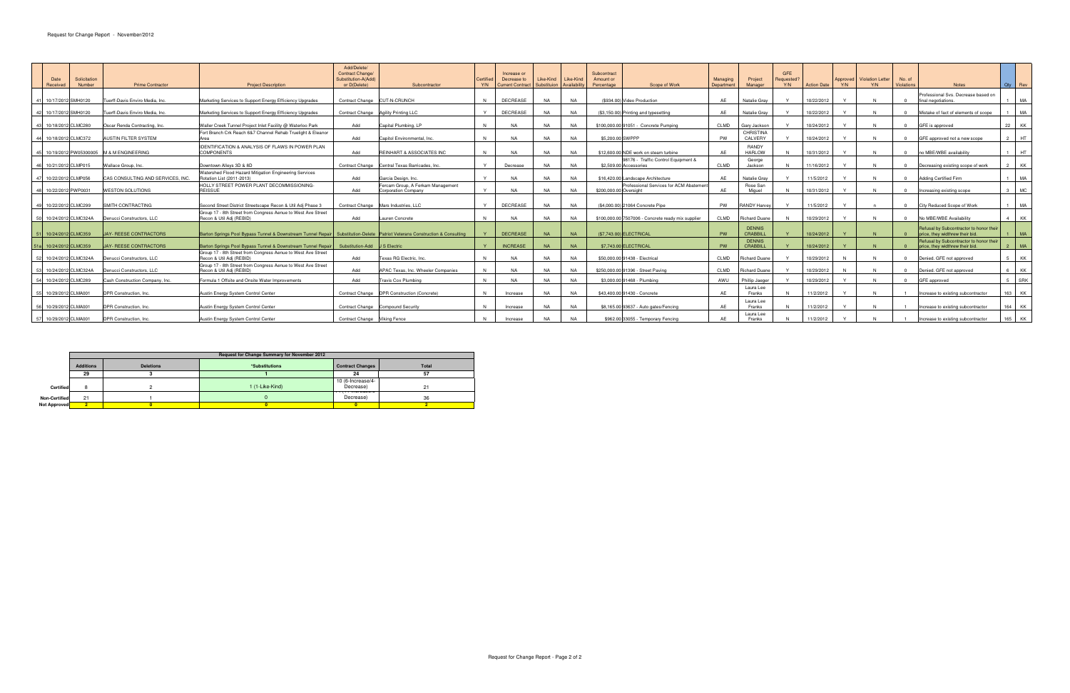Request for Change Report - November/2012

| | Date Received | Solicitation Number | Prime Contractor | Project Description | Add/Delete/ Contract Change/ Substitution-A(Add) or D(Delete) | Subcontractor | Certified Y/N | Increase or Decrease to Current Contract | Like-Kind Substitution | Like-Kind Availability | Subcontract Amount or Percentage | Scope of Work | Managing Department | Project Manager | GFE Requested? Y/N | Action Date | Approved Y/N | Violation Letter Y/N | No. of Violations | Notes | Qty | Rev |
|---|---|---|---|---|---|---|---|---|---|---|---|---|---|---|---|---|---|---|---|---|---|---|
| 41 | 10/17/2012 | SMH0120 | Tuerff-Davis Enviro Media, Inc. | Marketing Services to Support Energy Efficiency Upgrades | Contract Change | CUT-N-CRUNCH | N | DECREASE | NA | NA | ($934.00) | Video Production | AE | Natalie Gray | Y | 10/22/2012 | Y | N | 0 | Professional Svs. Decrease based on final negotiations. | 1 | MA |
| 42 | 10/17/2012 | SMH0120 | Tuerff-Davis Enviro Media, Inc. | Marketing Services to Support Energy Efficiency Upgrades | Contract Change | Agility Printing LLC | Y | DECREASE | NA | NA | ($3,150.00) | Printing and typesetting | AE | Natalie Gray | Y | 10/22/2012 | Y | N | 0 | Mistake of fact of elements of scope | 1 | MA |
| 43 | 10/18/2012 | CLMC280 | Oscar Renda Contracting, Inc. | Waller Creek Tunnel Project Inlet Facility @ Waterloo Park | Add | Capital Plumbing, LP | N | NA | NA | NA | $100,000.00 | 91051 - Concrete Pumping | CLMD | Gary Jackson | Y | 10/24/2012 | Y | N | 0 | GFE is approved | 22 | KK |
| 44 | 10/18/2012 | CLMC372 | AUSTIN FILTER SYSTEM | Fort Branch Crk Reach 6&7 Channel Rehab Truelight & Eleanor Area | Add | Capitol Environmental, Inc. | N | NA | NA | NA | $5,200.00 | SWPPP | PW | CHRISTINA CALVERY | Y | 10/24/2012 | Y | N | 0 | GFE approved not a new scope | 2 | HT |
| 45 | 10/19/2012 | PW05300005 | M & M ENGINEERING | IDENTIFICATION & ANALYSIS OF FLAWS IN POWER PLAN COMPONENTS | Add | REINHART & ASSOCIATES INC | N | NA | NA | NA | $12,600.00 | NDE work on steam turbine | AE | RANDY HARLOW | N | 10/31/2012 | Y | N | 0 | no MBE/WBE availability | 1 | HT |
| 46 | 10/21/2012 | CLMP015 | Wallace Group, Inc. | Downtown Alleys 3D & 8D | Contract Change | Central Texas Barricades, Inc. | Y | Decrease | NA | NA | $2,509.00 | 98176 - Traffic Control Equipment & Accessories | CLMD | George Jackson | N | 11/16/2012 | Y | N | 0 | Decreasing existing scope of work | 2 | KK |
| 47 | 10/22/2012 | CLMP056 | CAS CONSULTING AND SERVICES, INC. | Watershed Flood Hazard Mitigation Engineering Services Rotation List (2011-2013) | Add | Garcia Design, Inc. | Y | NA | NA | NA | $16,420.00 | Landscape Architecture | AE | Natalie Gray | Y | 11/5/2012 | Y | N | 0 | Adding Certified Firm | 1 | MA |
| 48 | 10/22/2012 | PWP0031 | WESTON SOLUTIONS | HOLLY STREET POWER PLANT DECOMMISSIONING-REISSUE | Add | Fercam Group, A Ferkam Management Corporation Company | Y | NA | NA | NA | $200,000.00 | Professional Services for ACM Abatement Oversight | AE | Rose San Miguel | N | 10/31/2012 | Y | N | 0 | Increasing existing scope | 3 | MC |
| 49 | 10/22/2012 | CLMC299 | SMITH CONTRACTING | Second Street District Streetscape Recon & Util Adj Phase 3 | Contract Change | Mars Industries, LLC | Y | DECREASE | NA | NA | ($4,000.00) | 21064 Concrete Pipe | PW | RANDY Harvey | Y | 11/5/2012 | Y | n | 0 | City Reduced Scope of Work | 1 | MA |
| 50 | 10/24/2012 | CLMC324A | Denucci Constructors, LLC | Group 17 - 8th Street from Congress Aenue to West Ave Street Recon & Util Adj (REBID) | Add | Lauren Concrete | N | NA | NA | NA | $100,000.00 | 7507006 - Concrete ready mix supplier | CLMD | Richard Duane | N | 10/29/2012 | Y | N | 0 | No MBE/WBE Availability | 4 | KK |
| 51 | 10/24/2012 | CLMC359 | JAY- REESE CONTRACTORS | Barton Springs Pool Bypass Tunnel & Downstream Tunnel Repair | Substitution-Delete | Patriot Veterans Construction & Consulting | Y | DECREASE | NA | NA | ($7,743.00) | ELECTRICAL | PW | DENNIS CRABBILL | Y | 10/24/2012 | Y | N | 0 | Refusal by Subcontractor to honor their price, they widthrew their bid. | 1 | MA |
| 51a | 10/24/2012 | CLMC359 | JAY- REESE CONTRACTORS | Barton Springs Pool Bypass Tunnel & Downstream Tunnel Repair | Substitution-Add | J S Electric | Y | INCREASE | NA | NA | $7,743.00 | ELECTRICAL | PW | DENNIS CRABBILL | Y | 10/24/2012 | Y | N | 0 | Refusal by Subcontractor to honor their price, they widthrew their bid. | 2 | MA |
| 52 | 10/24/2012 | CLMC324A | Denucci Constructors, LLC | Group 17 - 8th Street from Congress Aenue to West Ave Street Recon & Util Adj (REBID) | Add | Texas RG Electric, Inc. | N | NA | NA | NA | $50,000.00 | 91438 - Electrical | CLMD | Richard Duane | Y | 10/29/2012 | N | N | 0 | Denied. GFE not approved | 5 | KK |
| 53 | 10/24/2012 | CLMC324A | Denucci Constructors, LLC | Group 17 - 8th Street from Congress Aenue to West Ave Street Recon & Util Adj (REBID) | Add | APAC Texas, Inc. Wheeler Companies | N | NA | NA | NA | $250,000.00 | 91396 - Street Paving | CLMD | Richard Duane | Y | 10/29/2012 | N | N | 0 | Denied. GFE not approved | 6 | KK |
| 54 | 10/24/2012 | CLMC289 | Cash Construction Company, Inc. | Formula 1 Offsite and Onsite Water Improvements | Add | Travis Cox Plumbing | N | NA | NA | NA | $3,000.00 | 91468 - Plumbing | AWU | Phillip Jaeger | Y | 10/29/2012 | Y | N | 0 | GFE approved | 5 | SRK |
| 55 | 10/29/2012 | CLMA001 | DPR Construction, Inc. | Austin Energy System Control Center | Contract Change | DPR Construction (Concrete) | N | Increase | NA | NA | $43,400.00 | 91430 - Concrete | AE | Laura Lee Franks | N | 11/2/2012 | Y | N | 1 | Increase to existing subcontractor | 163 | KK |
| 56 | 10/29/2012 | CLMA001 | DPR Construction, Inc. | Austin Energy System Control Center | Contract Change | Compound Security | N | Increase | NA | NA | $8,165.00 | 93637 - Auto gates/Fencing | AE | Laura Lee Franks | N | 11/2/2012 | Y | N | 1 | Increase to existing subcontractor | 164 | KK |
| 57 | 10/29/2012 | CLMA001 | DPR Construction, Inc. | Austin Energy System Control Center | Contract Change | Viking Fence | N | Increase | NA | NA | $962.00 | 33055 - Temporary Fencing | AE | Laura Lee Franks | N | 11/2/2012 | Y | N | 1 | Increase to existing subcontractor | 165 | KK |

| Request for Change Summary for November 2012 | | | | | |
|---|---|---|---|---|---|
| | Additions | Deletions | *Substitutions | Contract Changes | Total |
| | 29 | 3 | 1 | 24 | 57 |
| Certified | 8 | 2 | 1 (1-Like-Kind) | 10 (6-Increase/4-Decrease) | 21 |
| Non-Certified | 21 | 1 | 0 | Decrease) | 36 |
| Not Approved | 2 | 0 | 0 | 0 | 2 |